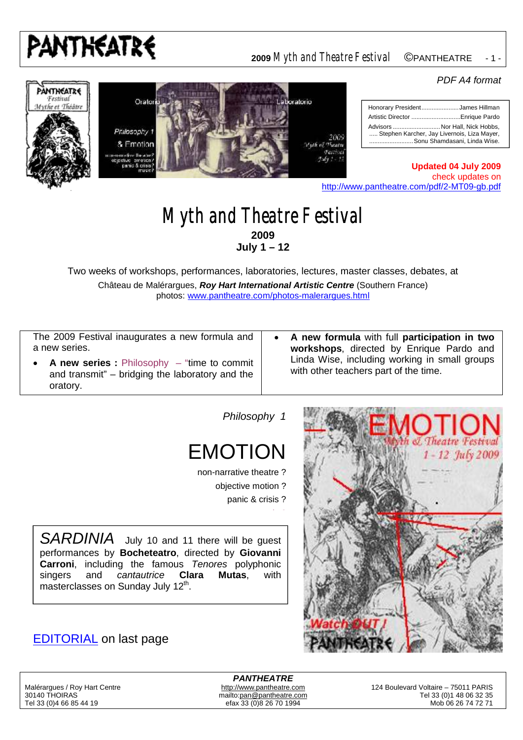PDF A4 format

| | |
|---|---|
| Honorary President | James Hillman |
| Artistic Director | Enrique Pardo |
| Advisors | Nor Hall, Nick Hobbs, Stephen Karcher, Jay Livernois, Liza Mayer, Sonu Shamdasani, Linda Wise. |

**Updated 04 July 2009**
check updates on
http://www.pantheatre.com/pdf/2-MT09-gb.pdf

# Myth and Theatre Festival

**2009**
**July 1 – 12**

Two weeks of workshops, performances, laboratories, lectures, master classes, debates, at

Château de Malérargues, ***Roy Hart International Artistic Centre*** (Southern France)
photos: www.pantheatre.com/photos-malerargues.html

The 2009 Festival inaugurates a new formula and a new series.

- **A new series :** Philosophy – "time to commit and transmit" – bridging the laboratory and the oratory.
- **A new formula** with full **participation in two workshops**, directed by Enrique Pardo and Linda Wise, including working in small groups with other teachers part of the time.

*Philosophy 1*

## EMOTION

non-narrative theatre ?
objective motion ?
panic & crisis ?

*SARDINIA* July 10 and 11 there will be guest performances by **Bocheteatro**, directed by **Giovanni Carroni**, including the famous *Tenores* polyphonic singers and *cantautrice* **Clara Mutas**, with masterclasses on Sunday July 12th.

EDITORIAL on last page

**PANTHEATRE**

Malérargues / Roy Hart Centre
30140 THOIRAS
Tel 33 (0)4 66 85 44 19

http://www.pantheatre.com
mailto:pan@pantheatre.com
efax 33 (0)8 26 70 1994

124 Boulevard Voltaire – 75011 PARIS
Tel 33 (0)1 48 06 32 35
Mob 06 26 74 72 71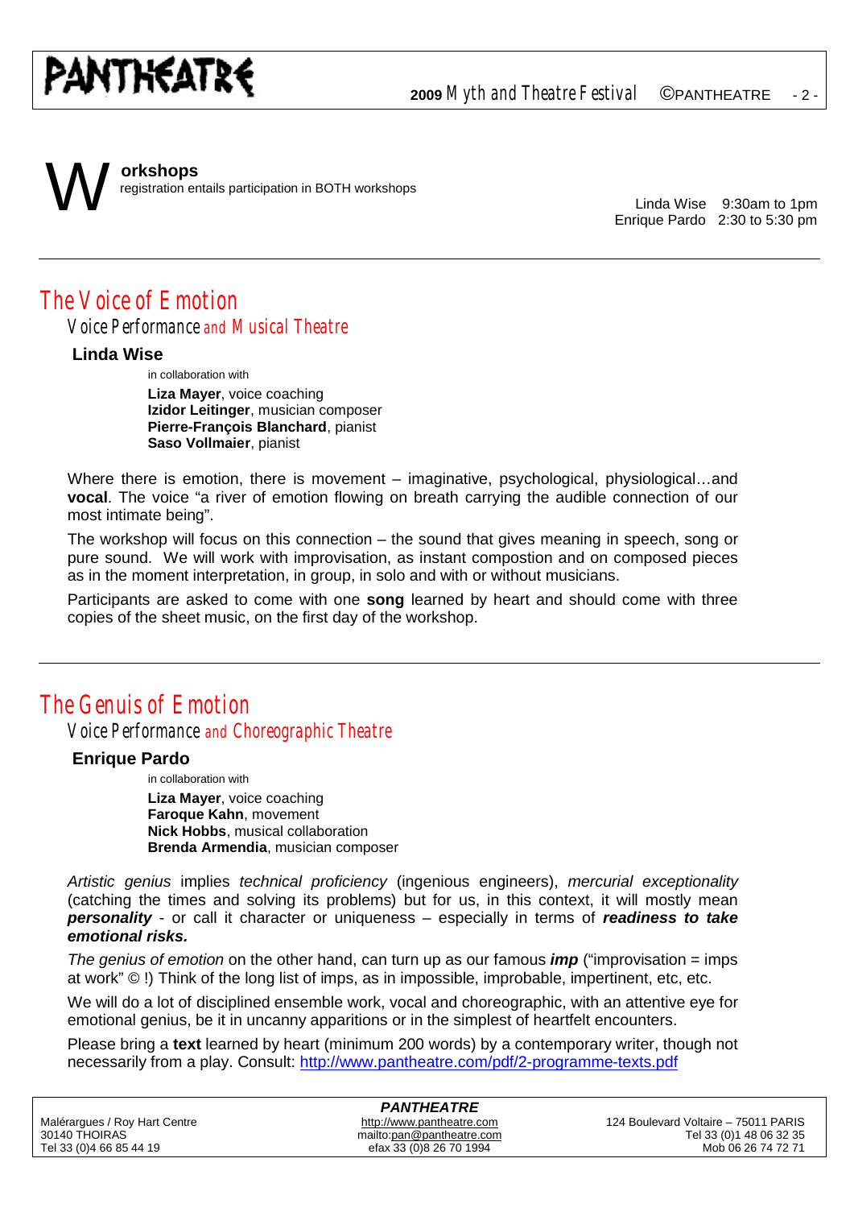# Workshops

registration entails participation in BOTH workshops

Linda Wise 9:30am to 1pm
Enrique Pardo 2:30 to 5:30 pm

---

## The Voice of Emotion

### Voice Performance and Musical Theatre

**Linda Wise**

in collaboration with

**Liza Mayer**, voice coaching
**Izidor Leitinger**, musician composer
**Pierre-François Blanchard**, pianist
**Saso Vollmaier**, pianist

Where there is emotion, there is movement – imaginative, psychological, physiological…and **vocal**. The voice "a river of emotion flowing on breath carrying the audible connection of our most intimate being".

The workshop will focus on this connection – the sound that gives meaning in speech, song or pure sound. We will work with improvisation, as instant compostion and on composed pieces as in the moment interpretation, in group, in solo and with or without musicians.

Participants are asked to come with one **song** learned by heart and should come with three copies of the sheet music, on the first day of the workshop.

---

## The Genuis of Emotion

### Voice Performance and Choreographic Theatre

**Enrique Pardo**

in collaboration with

**Liza Mayer**, voice coaching
**Faroque Kahn**, movement
**Nick Hobbs**, musical collaboration
**Brenda Armendia**, musician composer

*Artistic genius* implies *technical proficiency* (ingenious engineers), *mercurial exceptionality* (catching the times and solving its problems) but for us, in this context, it will mostly mean ***personality*** - or call it character or uniqueness – especially in terms of ***readiness to take emotional risks.***

*The genius of emotion* on the other hand, can turn up as our famous ***imp*** ("improvisation = imps at work" © !) Think of the long list of imps, as in impossible, improbable, impertinent, etc, etc.

We will do a lot of disciplined ensemble work, vocal and choreographic, with an attentive eye for emotional genius, be it in uncanny apparitions or in the simplest of heartfelt encounters.

Please bring a **text** learned by heart (minimum 200 words) by a contemporary writer, though not necessarily from a play. Consult: http://www.pantheatre.com/pdf/2-programme-texts.pdf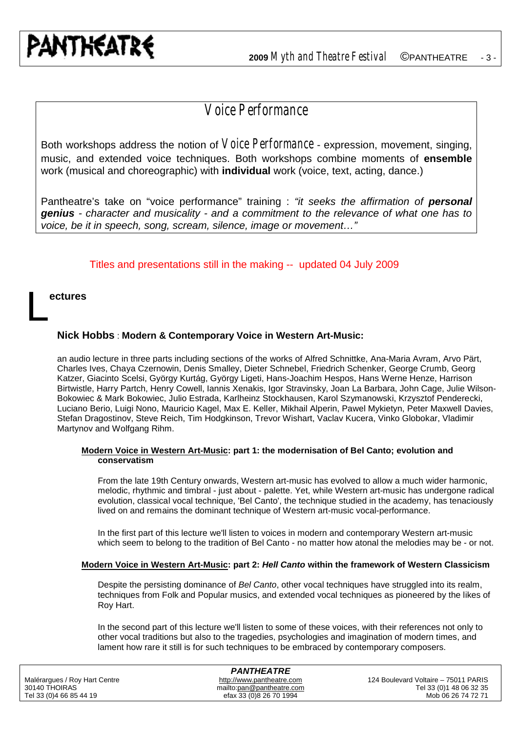# Voice Performance

Both workshops address the notion of Voice Performance - expression, movement, singing, music, and extended voice techniques. Both workshops combine moments of **ensemble** work (musical and choreographic) with **individual** work (voice, text, acting, dance.)

Pantheatre's take on "voice performance" training : *"it seeks the affirmation of **personal genius** - character and musicality - and a commitment to the relevance of what one has to voice, be it in speech, song, scream, silence, image or movement…"*

Titles and presentations still in the making -- updated 04 July 2009

## Lectures

### Nick Hobbs : Modern & Contemporary Voice in Western Art-Music:

an audio lecture in three parts including sections of the works of Alfred Schnittke, Ana-Maria Avram, Arvo Pärt, Charles Ives, Chaya Czernowin, Denis Smalley, Dieter Schnebel, Friedrich Schenker, George Crumb, Georg Katzer, Giacinto Scelsi, György Kurtág, György Ligeti, Hans-Joachim Hespos, Hans Werne Henze, Harrison Birtwistle, Harry Partch, Henry Cowell, Iannis Xenakis, Igor Stravinsky, Joan La Barbara, John Cage, Julie Wilson-Bokowiec & Mark Bokowiec, Julio Estrada, Karlheinz Stockhausen, Karol Szymanowski, Krzysztof Penderecki, Luciano Berio, Luigi Nono, Mauricio Kagel, Max E. Keller, Mikhail Alperin, Pawel Mykietyn, Peter Maxwell Davies, Stefan Dragostinov, Steve Reich, Tim Hodgkinson, Trevor Wishart, Vaclav Kucera, Vinko Globokar, Vladimir Martynov and Wolfgang Rihm.

#### Modern Voice in Western Art-Music: part 1: the modernisation of Bel Canto; evolution and conservatism

From the late 19th Century onwards, Western art-music has evolved to allow a much wider harmonic, melodic, rhythmic and timbral - just about - palette. Yet, while Western art-music has undergone radical evolution, classical vocal technique, 'Bel Canto', the technique studied in the academy, has tenaciously lived on and remains the dominant technique of Western art-music vocal-performance.

In the first part of this lecture we'll listen to voices in modern and contemporary Western art-music which seem to belong to the tradition of Bel Canto - no matter how atonal the melodies may be - or not.

#### Modern Voice in Western Art-Music: part 2: *Hell Canto* within the framework of Western Classicism

Despite the persisting dominance of *Bel Canto*, other vocal techniques have struggled into its realm, techniques from Folk and Popular musics, and extended vocal techniques as pioneered by the likes of Roy Hart.

In the second part of this lecture we'll listen to some of these voices, with their references not only to other vocal traditions but also to the tragedies, psychologies and imagination of modern times, and lament how rare it still is for such techniques to be embraced by contemporary composers.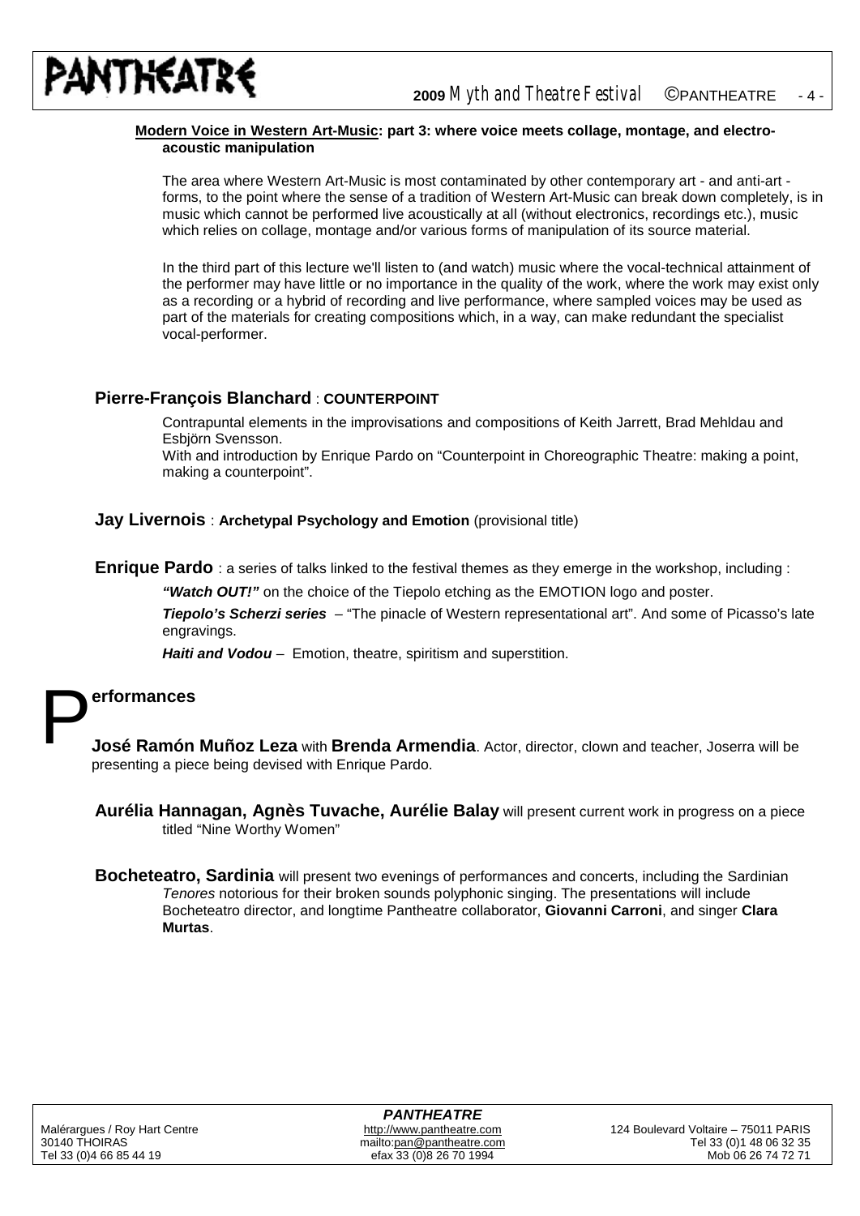**Modern Voice in Western Art-Music: part 3: where voice meets collage, montage, and electro-acoustic manipulation**

The area where Western Art-Music is most contaminated by other contemporary art - and anti-art - forms, to the point where the sense of a tradition of Western Art-Music can break down completely, is in music which cannot be performed live acoustically at all (without electronics, recordings etc.), music which relies on collage, montage and/or various forms of manipulation of its source material.

In the third part of this lecture we'll listen to (and watch) music where the vocal-technical attainment of the performer may have little or no importance in the quality of the work, where the work may exist only as a recording or a hybrid of recording and live performance, where sampled voices may be used as part of the materials for creating compositions which, in a way, can make redundant the specialist vocal-performer.

### Pierre-François Blanchard : COUNTERPOINT

Contrapuntal elements in the improvisations and compositions of Keith Jarrett, Brad Mehldau and Esbjörn Svensson.
With and introduction by Enrique Pardo on "Counterpoint in Choreographic Theatre: making a point, making a counterpoint".

### Jay Livernois : Archetypal Psychology and Emotion (provisional title)

### Enrique Pardo : a series of talks linked to the festival themes as they emerge in the workshop, including :

***"Watch OUT!"*** on the choice of the Tiepolo etching as the EMOTION logo and poster.

***Tiepolo's Scherzi series*** – "The pinacle of Western representational art". And some of Picasso's late engravings.

***Haiti and Vodou*** – Emotion, theatre, spiritism and superstition.

## Performances

**José Ramón Muñoz Leza** with **Brenda Armendia**. Actor, director, clown and teacher, Joserra will be presenting a piece being devised with Enrique Pardo.

**Aurélia Hannagan, Agnès Tuvache, Aurélie Balay** will present current work in progress on a piece titled "Nine Worthy Women"

**Bocheteatro, Sardinia** will present two evenings of performances and concerts, including the Sardinian *Tenores* notorious for their broken sounds polyphonic singing. The presentations will include Bocheteatro director, and longtime Pantheatre collaborator, **Giovanni Carroni**, and singer **Clara Murtas**.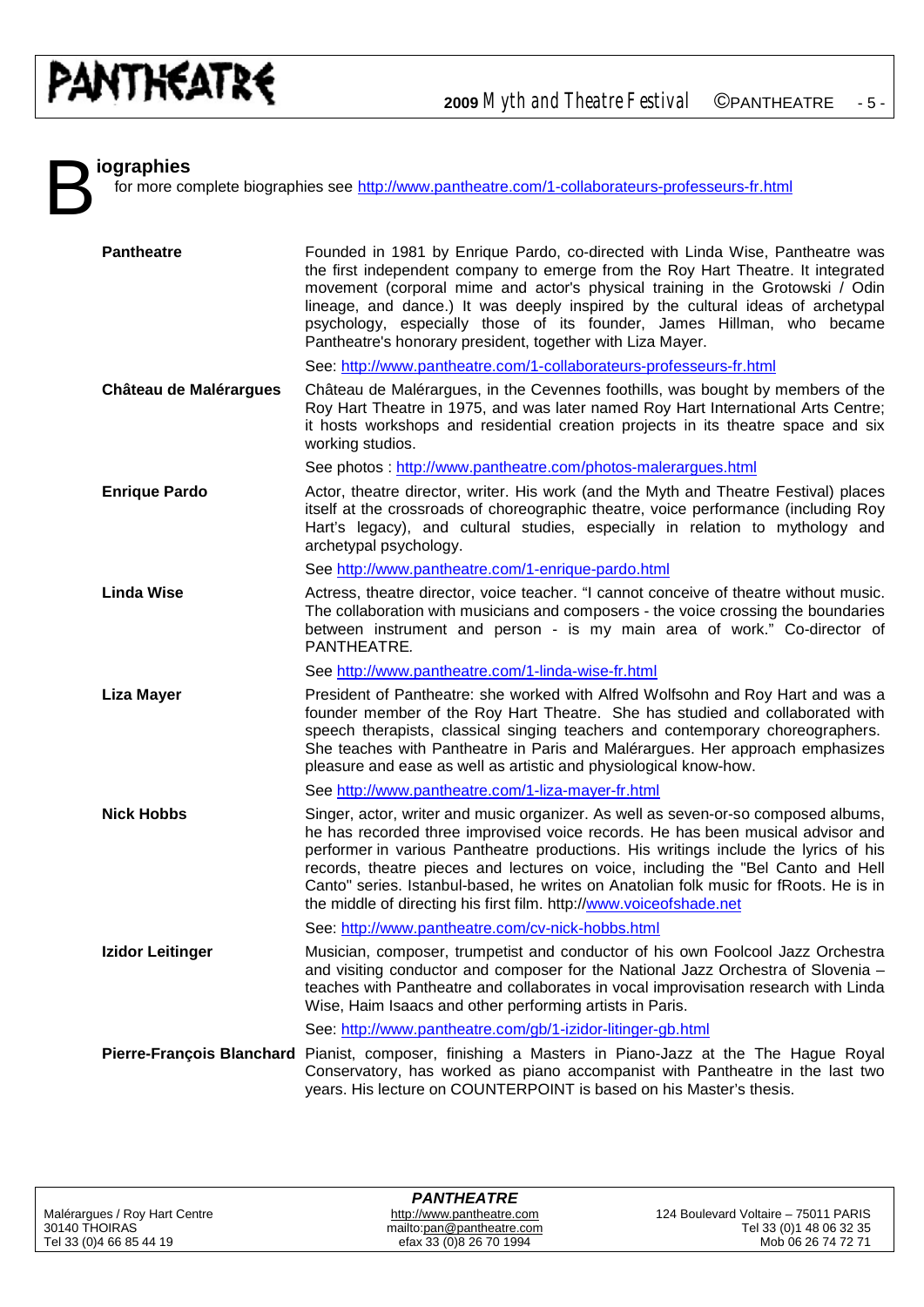# Biographies

for more complete biographies see http://www.pantheatre.com/1-collaborateurs-professeurs-fr.html

**Pantheatre**

Founded in 1981 by Enrique Pardo, co-directed with Linda Wise, Pantheatre was the first independent company to emerge from the Roy Hart Theatre. It integrated movement (corporal mime and actor's physical training in the Grotowski / Odin lineage, and dance.) It was deeply inspired by the cultural ideas of archetypal psychology, especially those of its founder, James Hillman, who became Pantheatre's honorary president, together with Liza Mayer.

See: http://www.pantheatre.com/1-collaborateurs-professeurs-fr.html

**Château de Malérargues**

Château de Malérargues, in the Cevennes foothills, was bought by members of the Roy Hart Theatre in 1975, and was later named Roy Hart International Arts Centre; it hosts workshops and residential creation projects in its theatre space and six working studios.

See photos : http://www.pantheatre.com/photos-malerargues.html

**Enrique Pardo**

Actor, theatre director, writer. His work (and the Myth and Theatre Festival) places itself at the crossroads of choreographic theatre, voice performance (including Roy Hart's legacy), and cultural studies, especially in relation to mythology and archetypal psychology.

See http://www.pantheatre.com/1-enrique-pardo.html

**Linda Wise**

Actress, theatre director, voice teacher. "I cannot conceive of theatre without music. The collaboration with musicians and composers - the voice crossing the boundaries between instrument and person - is my main area of work." Co-director of PANTHEATRE.

See http://www.pantheatre.com/1-linda-wise-fr.html

**Liza Mayer**

President of Pantheatre: she worked with Alfred Wolfsohn and Roy Hart and was a founder member of the Roy Hart Theatre. She has studied and collaborated with speech therapists, classical singing teachers and contemporary choreographers. She teaches with Pantheatre in Paris and Malérargues. Her approach emphasizes pleasure and ease as well as artistic and physiological know-how.

See http://www.pantheatre.com/1-liza-mayer-fr.html

**Nick Hobbs**

Singer, actor, writer and music organizer. As well as seven-or-so composed albums, he has recorded three improvised voice records. He has been musical advisor and performer in various Pantheatre productions. His writings include the lyrics of his records, theatre pieces and lectures on voice, including the "Bel Canto and Hell Canto" series. Istanbul-based, he writes on Anatolian folk music for fRoots. He is in the middle of directing his first film. http://www.voiceofshade.net

See: http://www.pantheatre.com/cv-nick-hobbs.html

**Izidor Leitinger**

Musician, composer, trumpetist and conductor of his own Foolcool Jazz Orchestra and visiting conductor and composer for the National Jazz Orchestra of Slovenia – teaches with Pantheatre and collaborates in vocal improvisation research with Linda Wise, Haim Isaacs and other performing artists in Paris.

See: http://www.pantheatre.com/gb/1-izidor-litinger-gb.html

**Pierre-François Blanchard**

Pianist, composer, finishing a Masters in Piano-Jazz at the The Hague Royal Conservatory, has worked as piano accompanist with Pantheatre in the last two years. His lecture on COUNTERPOINT is based on his Master's thesis.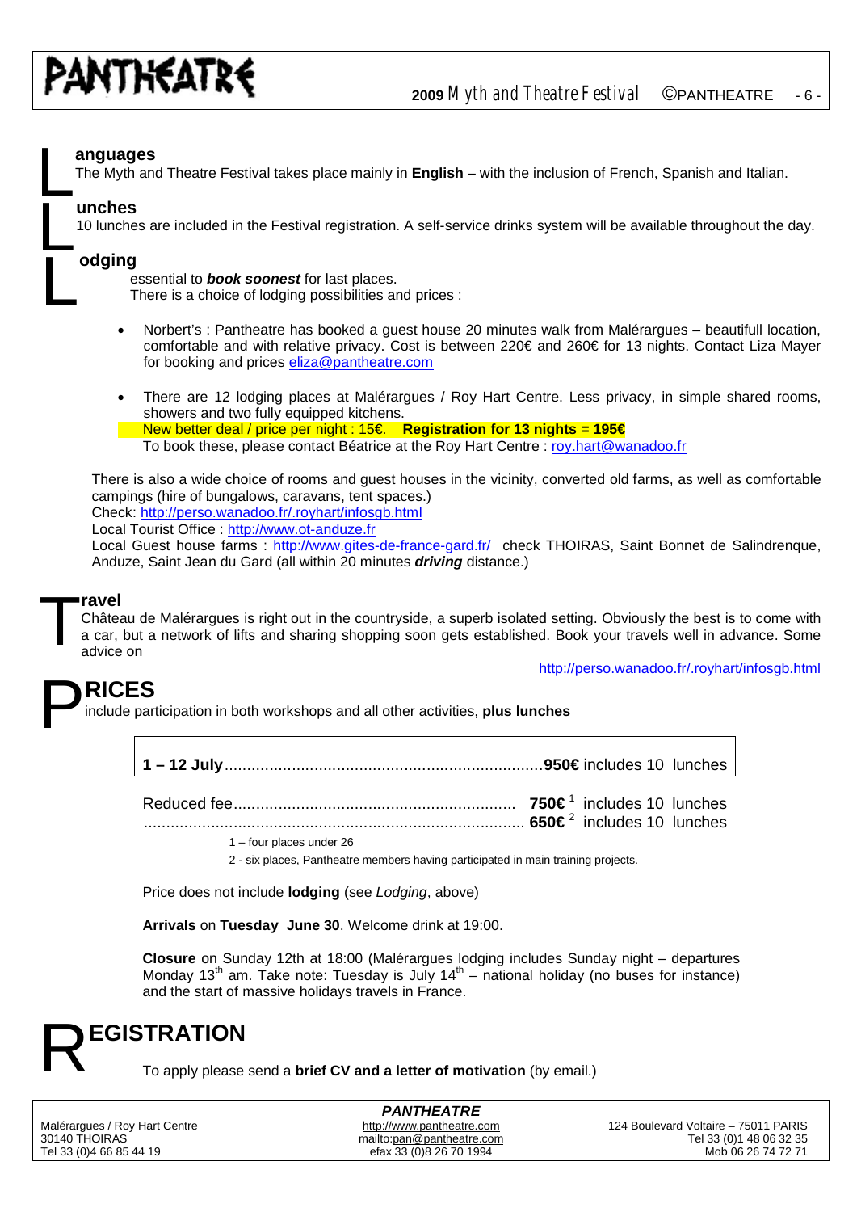## Languages

The Myth and Theatre Festival takes place mainly in **English** – with the inclusion of French, Spanish and Italian.

## Lunches

10 lunches are included in the Festival registration. A self-service drinks system will be available throughout the day.

## Lodging

essential to ***book soonest*** for last places.
There is a choice of lodging possibilities and prices :

- Norbert's : Pantheatre has booked a guest house 20 minutes walk from Malérargues – beautifull location, comfortable and with relative privacy. Cost is between 220€ and 260€ for 13 nights. Contact Liza Mayer for booking and prices eliza@pantheatre.com

- There are 12 lodging places at Malérargues / Roy Hart Centre. Less privacy, in simple shared rooms, showers and two fully equipped kitchens.
  New better deal / price per night : 15€. **Registration for 13 nights = 195€**
  To book these, please contact Béatrice at the Roy Hart Centre : roy.hart@wanadoo.fr

There is also a wide choice of rooms and guest houses in the vicinity, converted old farms, as well as comfortable campings (hire of bungalows, caravans, tent spaces.)
Check: http://perso.wanadoo.fr/.royhart/infosgb.html
Local Tourist Office : http://www.ot-anduze.fr
Local Guest house farms : http://www.gites-de-france-gard.fr/ check THOIRAS, Saint Bonnet de Salindrenque, Anduze, Saint Jean du Gard (all within 20 minutes ***driving*** distance.)

## Travel

Château de Malérargues is right out in the countryside, a superb isolated setting. Obviously the best is to come with a car, but a network of lifts and sharing shopping soon gets established. Book your travels well in advance. Some advice on

http://perso.wanadoo.fr/.royhart/infosgb.html

## PRICES

include participation in both workshops and all other activities, **plus lunches**

**1 – 12 July**......................................................................**950€** includes 10 lunches

Reduced fee............................................................. **750€** [1] includes 10 lunches
..................................................................................... **650€** [2] includes 10 lunches

1 – four places under 26
2 - six places, Pantheatre members having participated in main training projects.

Price does not include **lodging** (see *Lodging*, above)

**Arrivals** on **Tuesday June 30**. Welcome drink at 19:00.

**Closure** on Sunday 12th at 18:00 (Malérargues lodging includes Sunday night – departures Monday 13th am. Take note: Tuesday is July 14th – national holiday (no buses for instance) and the start of massive holidays travels in France.

## REGISTRATION

To apply please send a **brief CV and a letter of motivation** (by email.)

**PANTHEATRE**

Malérargues / Roy Hart Centre
30140 THOIRAS
Tel 33 (0)4 66 85 44 19

http://www.pantheatre.com
mailto:pan@pantheatre.com
efax 33 (0)8 26 70 1994

124 Boulevard Voltaire – 75011 PARIS
Tel 33 (0)1 48 06 32 35
Mob 06 26 74 72 71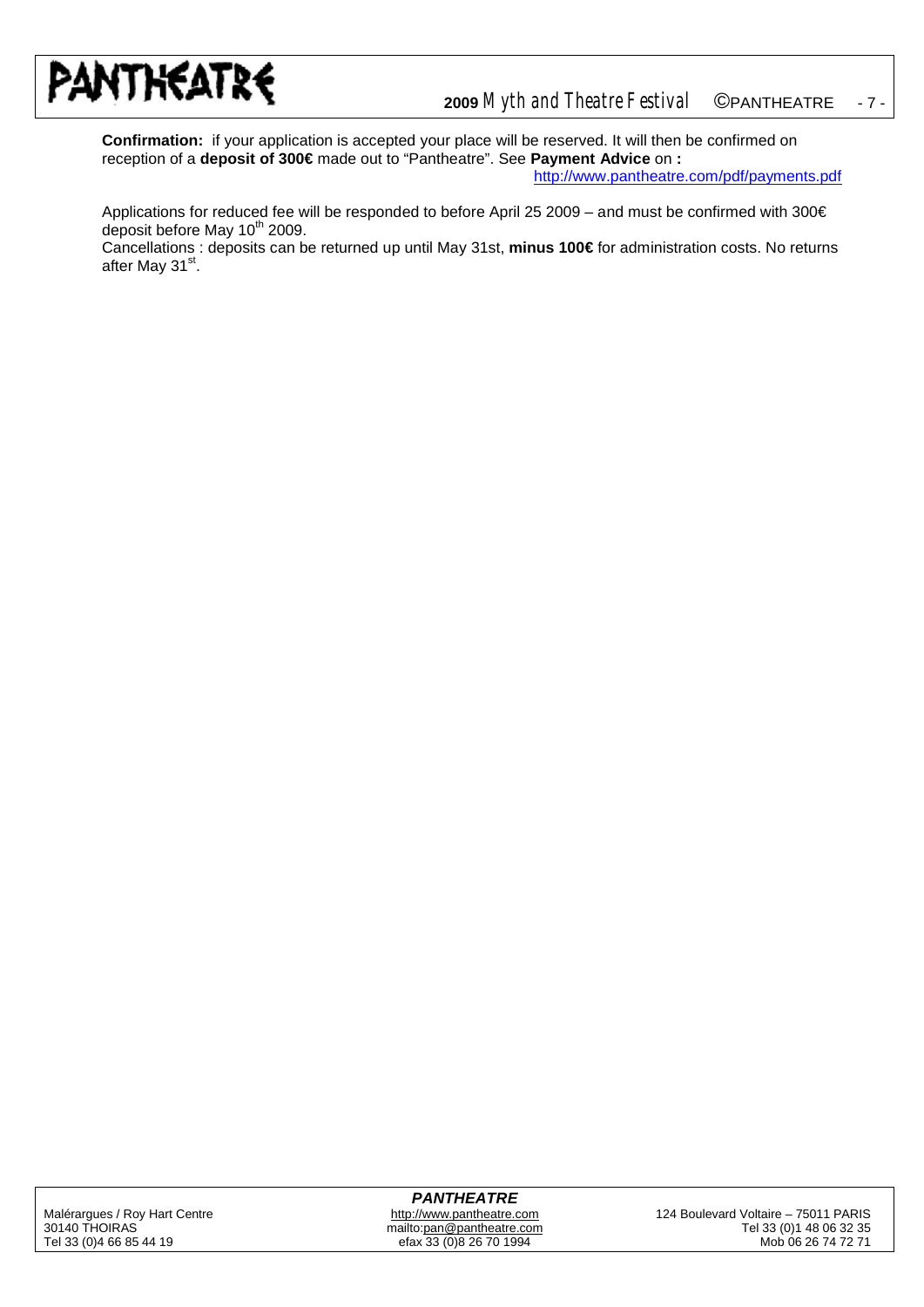**Confirmation:** if your application is accepted your place will be reserved. It will then be confirmed on reception of a **deposit of 300€** made out to "Pantheatre". See **Payment Advice** on **:** http://www.pantheatre.com/pdf/payments.pdf

Applications for reduced fee will be responded to before April 25 2009 – and must be confirmed with 300€ deposit before May 10th 2009.

Cancellations : deposits can be returned up until May 31st, **minus 100€** for administration costs. No returns after May 31st.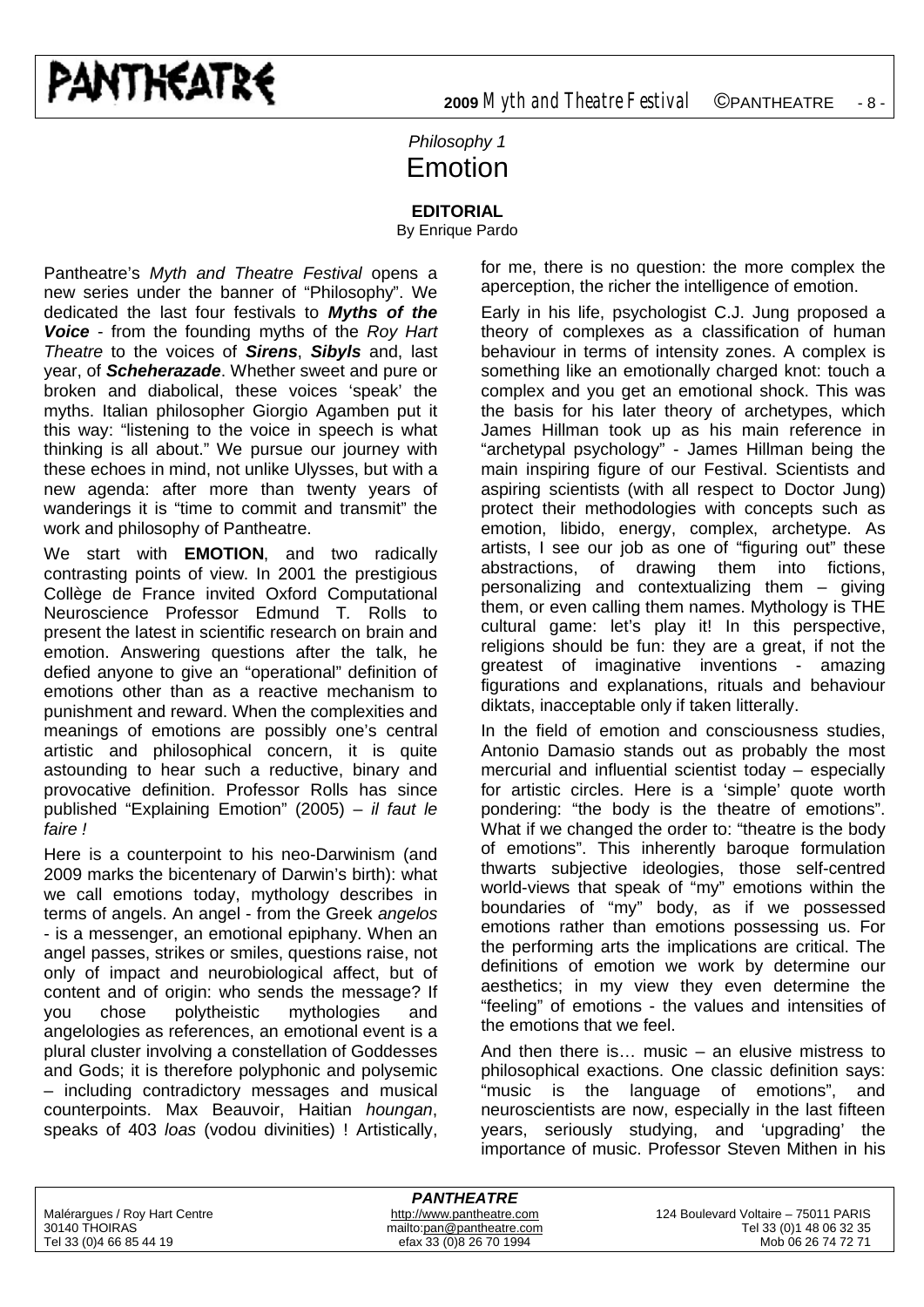*Philosophy 1*

# Emotion

**EDITORIAL**

By Enrique Pardo

Pantheatre's *Myth and Theatre Festival* opens a new series under the banner of "Philosophy". We dedicated the last four festivals to ***Myths of the Voice*** - from the founding myths of the *Roy Hart Theatre* to the voices of ***Sirens***, ***Sibyls*** and, last year, of ***Scheherazade***. Whether sweet and pure or broken and diabolical, these voices 'speak' the myths. Italian philosopher Giorgio Agamben put it this way: "listening to the voice in speech is what thinking is all about." We pursue our journey with these echoes in mind, not unlike Ulysses, but with a new agenda: after more than twenty years of wanderings it is "time to commit and transmit" the work and philosophy of Pantheatre.

We start with **EMOTION**, and two radically contrasting points of view. In 2001 the prestigious Collège de France invited Oxford Computational Neuroscience Professor Edmund T. Rolls to present the latest in scientific research on brain and emotion. Answering questions after the talk, he defied anyone to give an "operational" definition of emotions other than as a reactive mechanism to punishment and reward. When the complexities and meanings of emotions are possibly one's central artistic and philosophical concern, it is quite astounding to hear such a reductive, binary and provocative definition. Professor Rolls has since published "Explaining Emotion" (2005) – *il faut le faire !*

Here is a counterpoint to his neo-Darwinism (and 2009 marks the bicentenary of Darwin's birth): what we call emotions today, mythology describes in terms of angels. An angel - from the Greek *angelos* - is a messenger, an emotional epiphany. When an angel passes, strikes or smiles, questions raise, not only of impact and neurobiological affect, but of content and of origin: who sends the message? If you chose polytheistic mythologies and angelologies as references, an emotional event is a plural cluster involving a constellation of Goddesses and Gods; it is therefore polyphonic and polysemic – including contradictory messages and musical counterpoints. Max Beauvoir, Haitian *houngan*, speaks of 403 *loas* (vodou divinities) ! Artistically, for me, there is no question: the more complex the aperception, the richer the intelligence of emotion.

Early in his life, psychologist C.J. Jung proposed a theory of complexes as a classification of human behaviour in terms of intensity zones. A complex is something like an emotionally charged knot: touch a complex and you get an emotional shock. This was the basis for his later theory of archetypes, which James Hillman took up as his main reference in "archetypal psychology" - James Hillman being the main inspiring figure of our Festival. Scientists and aspiring scientists (with all respect to Doctor Jung) protect their methodologies with concepts such as emotion, libido, energy, complex, archetype. As artists, I see our job as one of "figuring out" these abstractions, of drawing them into fictions, personalizing and contextualizing them – giving them, or even calling them names. Mythology is THE cultural game: let's play it! In this perspective, religions should be fun: they are a great, if not the greatest of imaginative inventions - amazing figurations and explanations, rituals and behaviour diktats, inacceptable only if taken litterally.

In the field of emotion and consciousness studies, Antonio Damasio stands out as probably the most mercurial and influential scientist today – especially for artistic circles. Here is a 'simple' quote worth pondering: "the body is the theatre of emotions". What if we changed the order to: "theatre is the body of emotions". This inherently baroque formulation thwarts subjective ideologies, those self-centred world-views that speak of "my" emotions within the boundaries of "my" body, as if we possessed emotions rather than emotions possessing us. For the performing arts the implications are critical. The definitions of emotion we work by determine our aesthetics; in my view they even determine the "feeling" of emotions - the values and intensities of the emotions that we feel.

And then there is… music – an elusive mistress to philosophical exactions. One classic definition says: "music is the language of emotions", and neuroscientists are now, especially in the last fifteen years, seriously studying, and 'upgrading' the importance of music. Professor Steven Mithen in his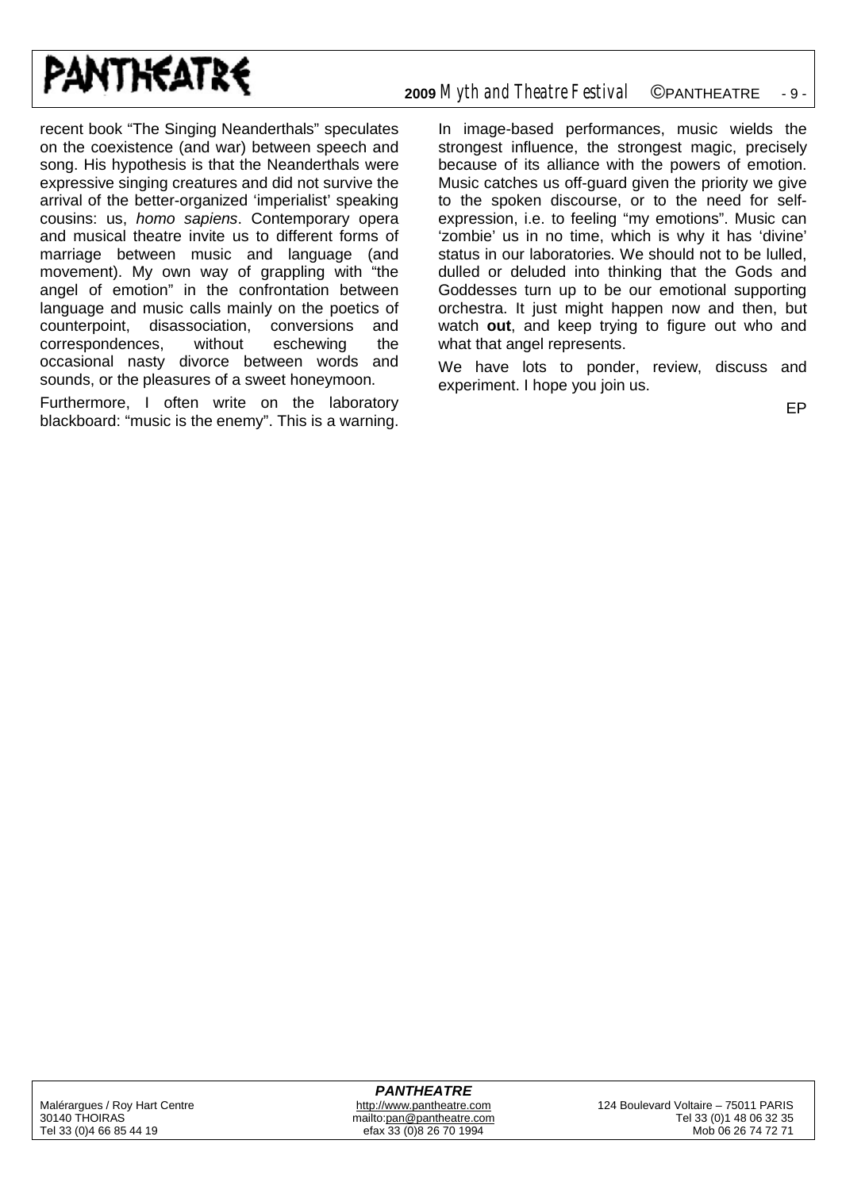recent book "The Singing Neanderthals" speculates on the coexistence (and war) between speech and song. His hypothesis is that the Neanderthals were expressive singing creatures and did not survive the arrival of the better-organized 'imperialist' speaking cousins: us, *homo sapiens*. Contemporary opera and musical theatre invite us to different forms of marriage between music and language (and movement). My own way of grappling with "the angel of emotion" in the confrontation between language and music calls mainly on the poetics of counterpoint, disassociation, conversions and correspondences, without eschewing the occasional nasty divorce between words and sounds, or the pleasures of a sweet honeymoon.

Furthermore, I often write on the laboratory blackboard: "music is the enemy". This is a warning.

In image-based performances, music wields the strongest influence, the strongest magic, precisely because of its alliance with the powers of emotion. Music catches us off-guard given the priority we give to the spoken discourse, or to the need for self-expression, i.e. to feeling "my emotions". Music can 'zombie' us in no time, which is why it has 'divine' status in our laboratories. We should not to be lulled, dulled or deluded into thinking that the Gods and Goddesses turn up to be our emotional supporting orchestra. It just might happen now and then, but watch **out**, and keep trying to figure out who and what that angel represents.

We have lots to ponder, review, discuss and experiment. I hope you join us.

EP